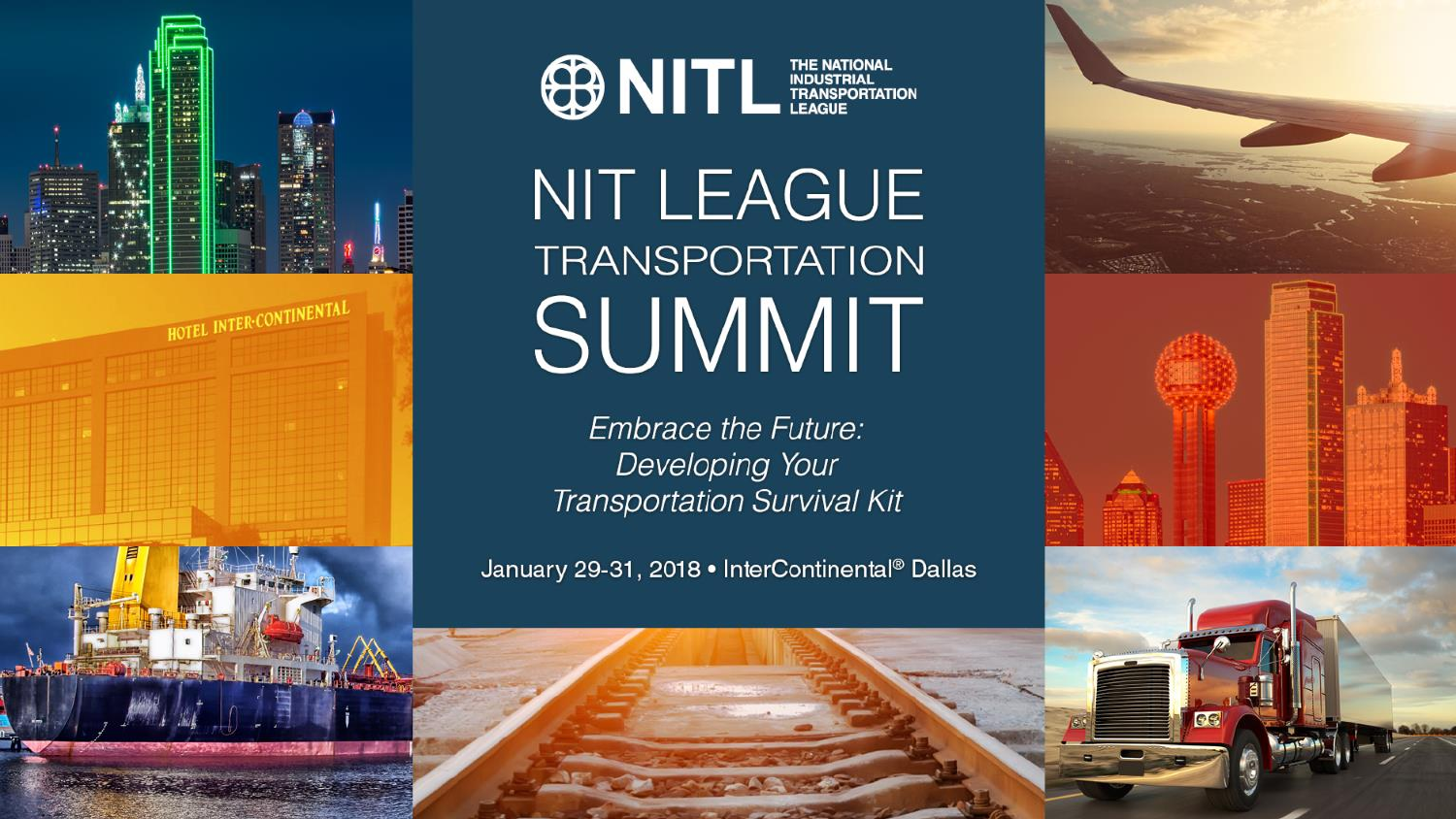NITL THE NATIONAL INDUSTRIAL TRANSPORTATION LEAGUE

# NIT LEAGUE TRANSPORTATION SUMMIT

*Embrace the Future: Developing Your Transportation Survival Kit*

January 29-31, 2018 • InterContinental® Dallas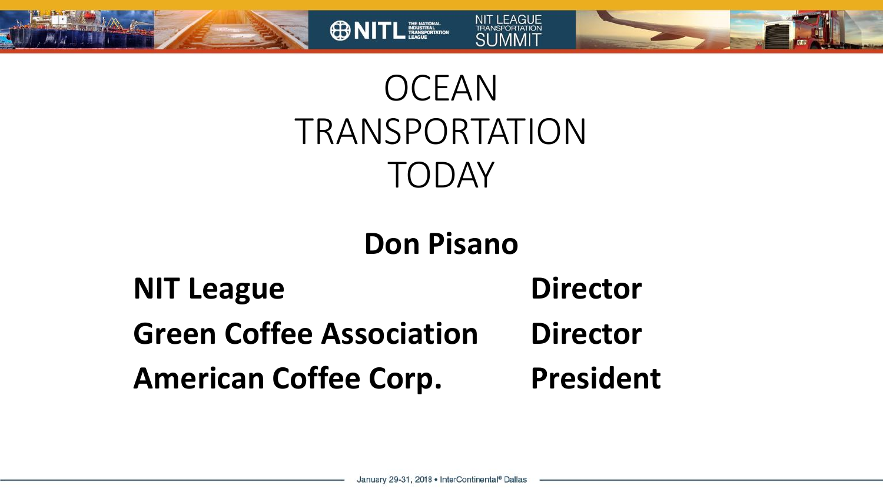# OCEAN TRANSPORTATION TODAY

**Don Pisano**

| | |
|---|---|
| **NIT League** | **Director** |
| **Green Coffee Association** | **Director** |
| **American Coffee Corp.** | **President** |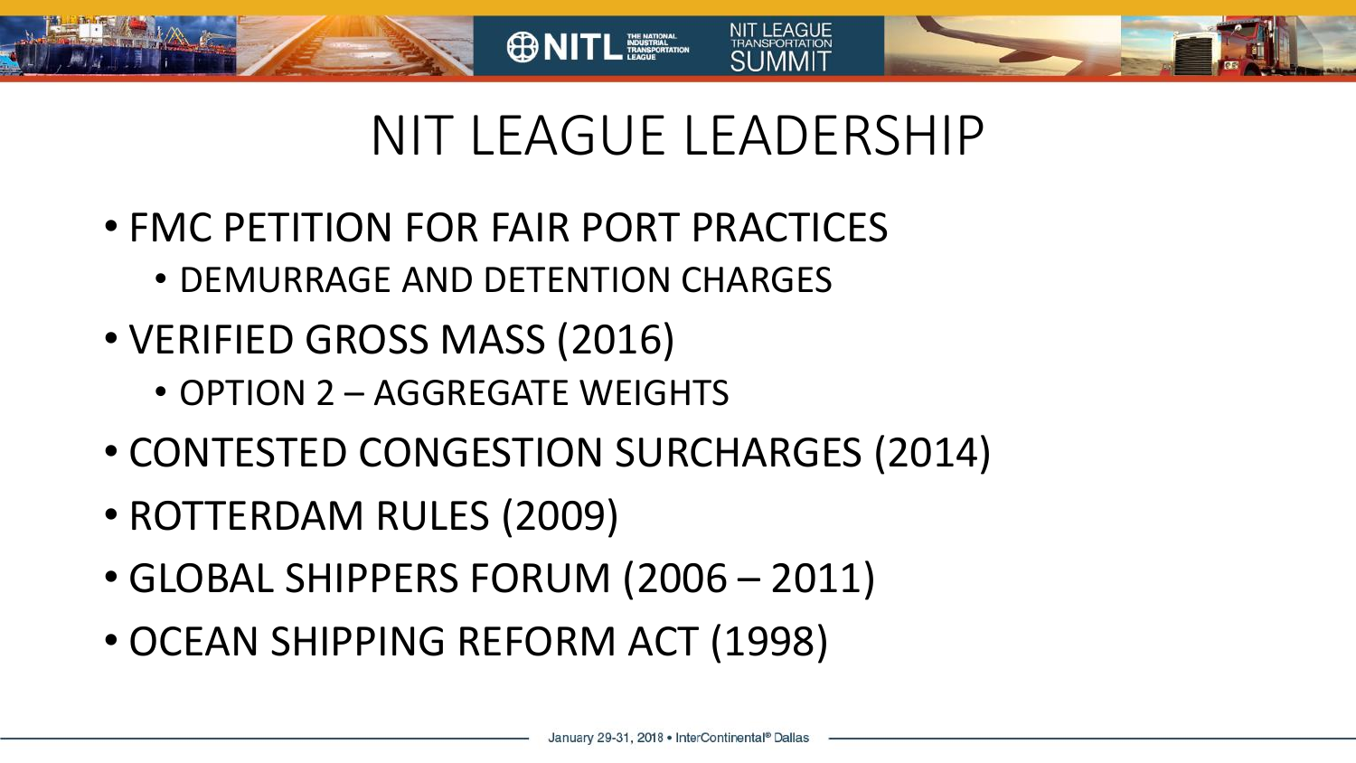# NIT LEAGUE LEADERSHIP

- FMC PETITION FOR FAIR PORT PRACTICES
  - DEMURRAGE AND DETENTION CHARGES
- VERIFIED GROSS MASS (2016)
  - OPTION 2 – AGGREGATE WEIGHTS
- CONTESTED CONGESTION SURCHARGES (2014)
- ROTTERDAM RULES (2009)
- GLOBAL SHIPPERS FORUM (2006 – 2011)
- OCEAN SHIPPING REFORM ACT (1998)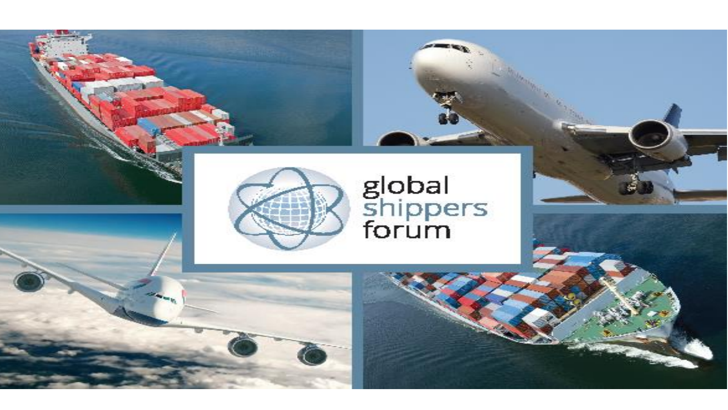global shippers forum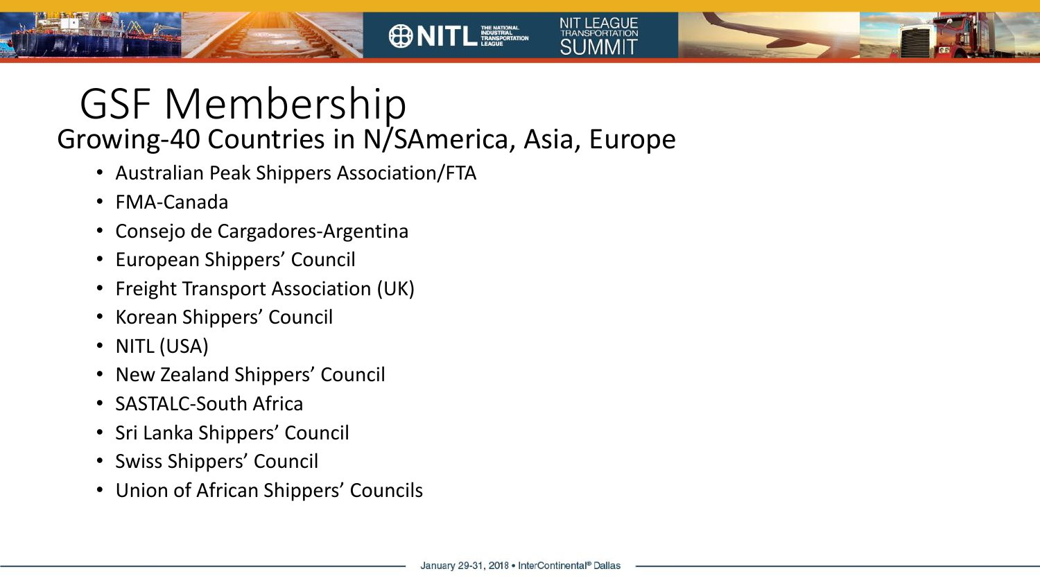# GSF Membership

## Growing-40 Countries in N/SAmerica, Asia, Europe

- Australian Peak Shippers Association/FTA
- FMA-Canada
- Consejo de Cargadores-Argentina
- European Shippers' Council
- Freight Transport Association (UK)
- Korean Shippers' Council
- NITL (USA)
- New Zealand Shippers' Council
- SASTALC-South Africa
- Sri Lanka Shippers' Council
- Swiss Shippers' Council
- Union of African Shippers' Councils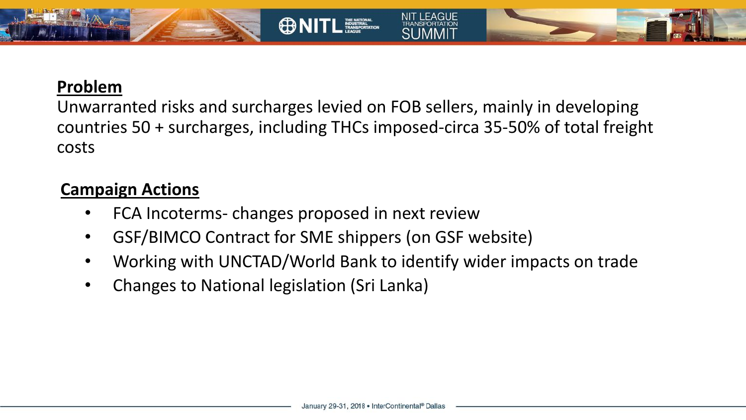## Problem

Unwarranted risks and surcharges levied on FOB sellers, mainly in developing countries 50 + surcharges, including THCs imposed-circa 35-50% of total freight costs

## Campaign Actions

- FCA Incoterms- changes proposed in next review
- GSF/BIMCO Contract for SME shippers (on GSF website)
- Working with UNCTAD/World Bank to identify wider impacts on trade
- Changes to National legislation (Sri Lanka)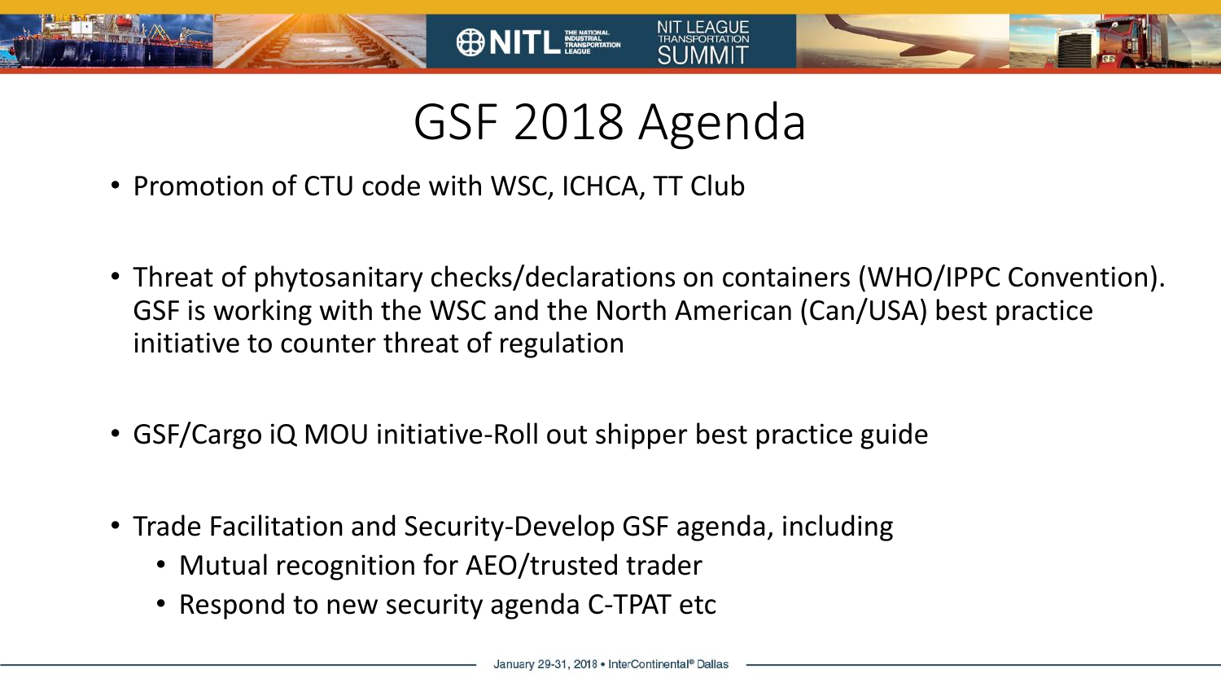# GSF 2018 Agenda

- Promotion of CTU code with WSC, ICHCA, TT Club
- Threat of phytosanitary checks/declarations on containers (WHO/IPPC Convention). GSF is working with the WSC and the North American (Can/USA) best practice initiative to counter threat of regulation
- GSF/Cargo iQ MOU initiative-Roll out shipper best practice guide
- Trade Facilitation and Security-Develop GSF agenda, including
  - Mutual recognition for AEO/trusted trader
  - Respond to new security agenda C-TPAT etc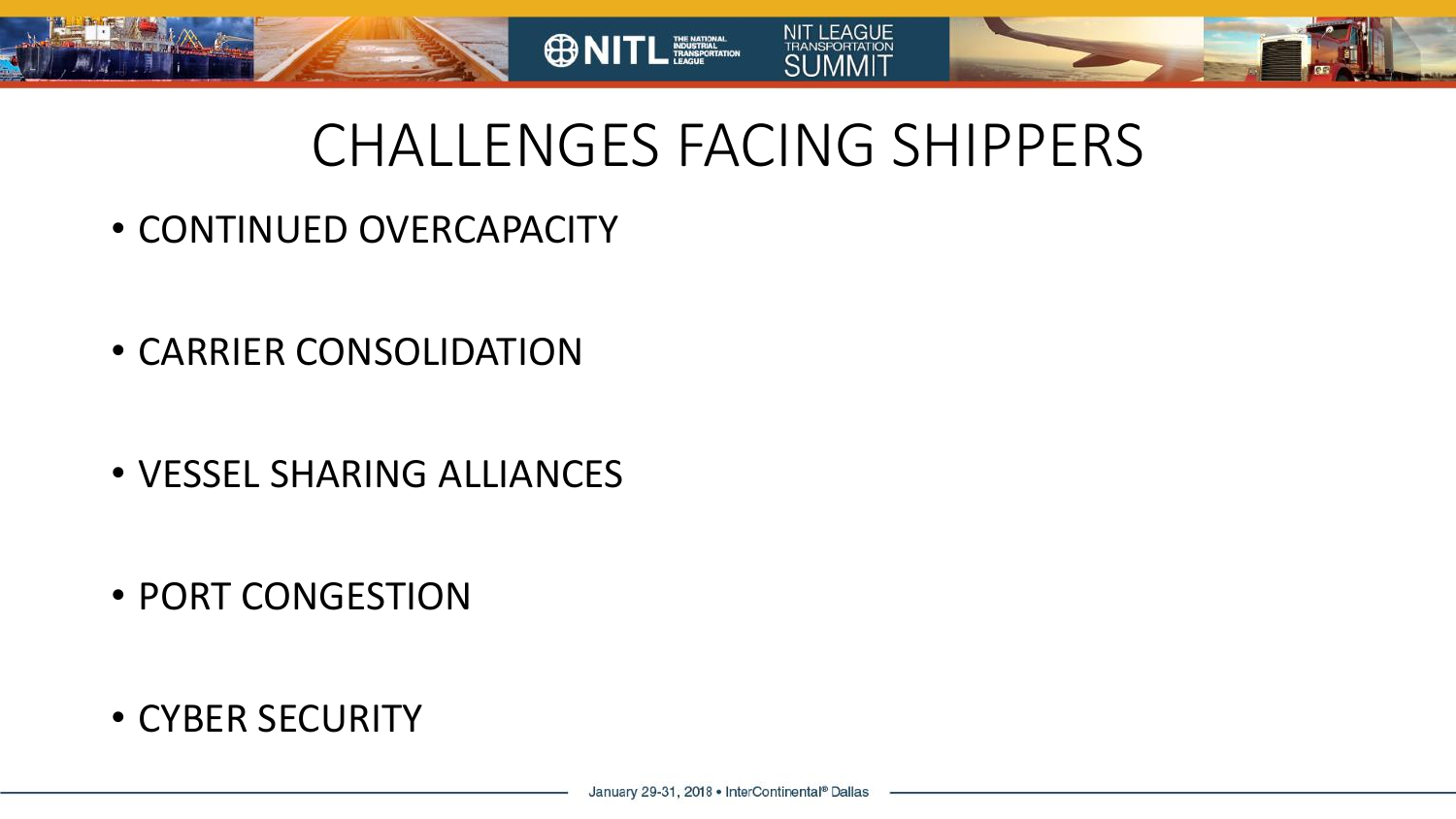# CHALLENGES FACING SHIPPERS

- CONTINUED OVERCAPACITY
- CARRIER CONSOLIDATION
- VESSEL SHARING ALLIANCES
- PORT CONGESTION
- CYBER SECURITY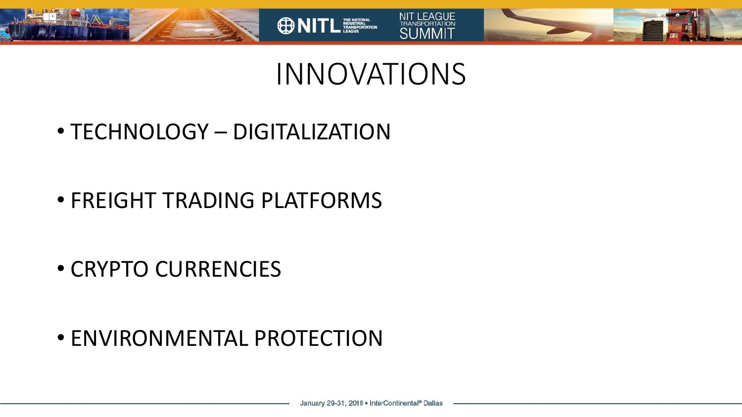# INNOVATIONS

- TECHNOLOGY – DIGITALIZATION
- FREIGHT TRADING PLATFORMS
- CRYPTO CURRENCIES
- ENVIRONMENTAL PROTECTION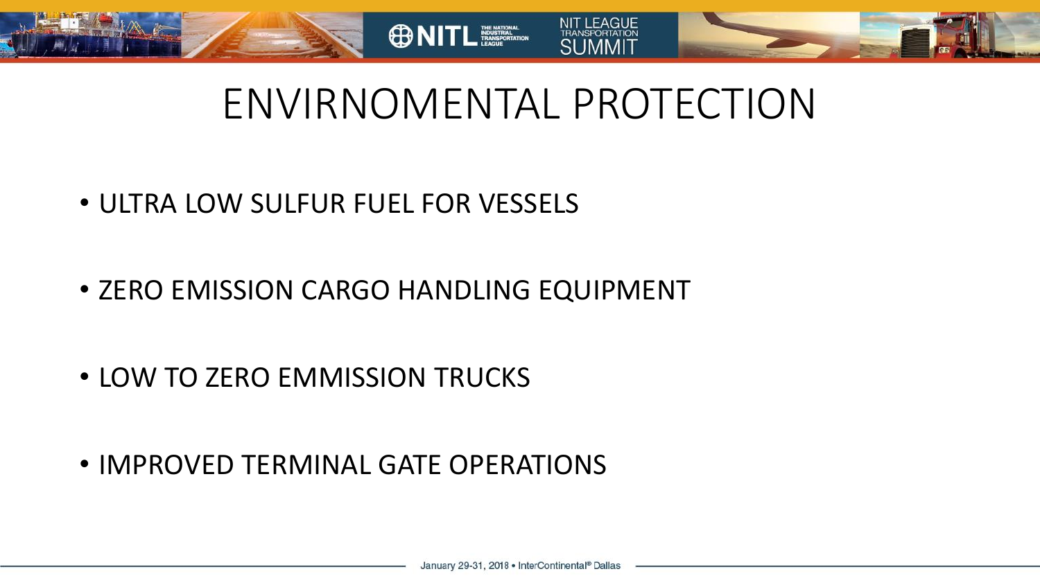# ENVIRNOMENTAL PROTECTION

- ULTRA LOW SULFUR FUEL FOR VESSELS
- ZERO EMISSION CARGO HANDLING EQUIPMENT
- LOW TO ZERO EMMISSION TRUCKS
- IMPROVED TERMINAL GATE OPERATIONS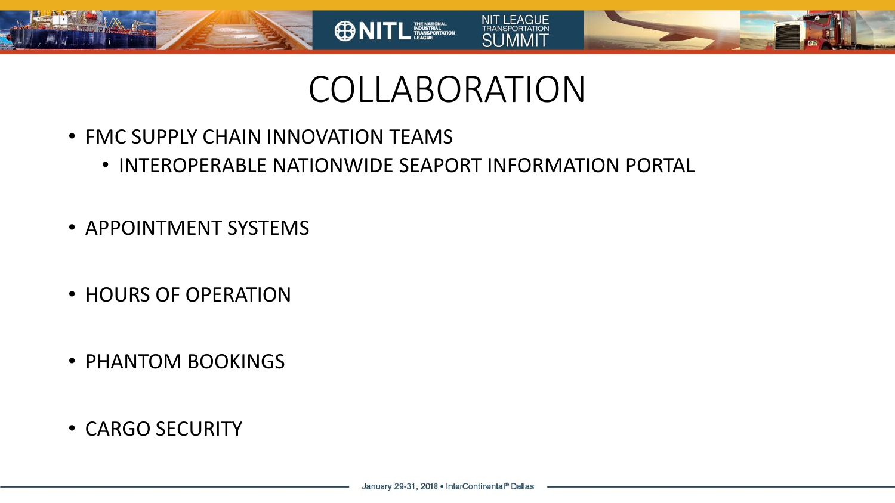# COLLABORATION

- FMC SUPPLY CHAIN INNOVATION TEAMS
  - INTEROPERABLE NATIONWIDE SEAPORT INFORMATION PORTAL
- APPOINTMENT SYSTEMS
- HOURS OF OPERATION
- PHANTOM BOOKINGS
- CARGO SECURITY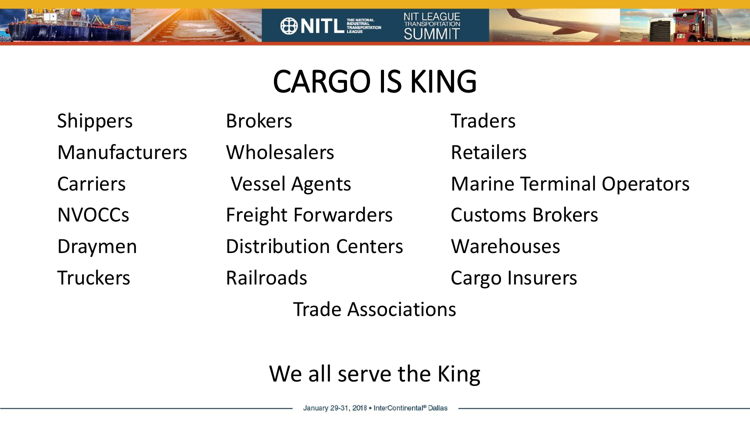# CARGO IS KING

| | | |
|---|---|---|
| Shippers | Brokers | Traders |
| Manufacturers | Wholesalers | Retailers |
| Carriers | Vessel Agents | Marine Terminal Operators |
| NVOCCs | Freight Forwarders | Customs Brokers |
| Draymen | Distribution Centers | Warehouses |
| Truckers | Railroads | Cargo Insurers |

Trade Associations

We all serve the King